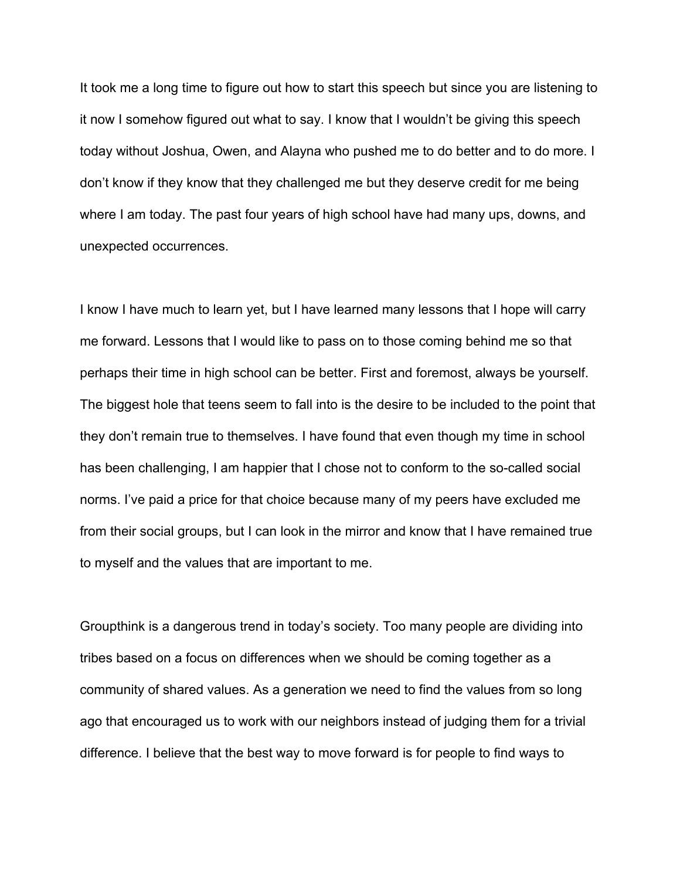It took me a long time to figure out how to start this speech but since you are listening to it now I somehow figured out what to say. I know that I wouldn't be giving this speech today without Joshua, Owen, and Alayna who pushed me to do better and to do more. I don't know if they know that they challenged me but they deserve credit for me being where I am today. The past four years of high school have had many ups, downs, and unexpected occurrences.

I know I have much to learn yet, but I have learned many lessons that I hope will carry me forward. Lessons that I would like to pass on to those coming behind me so that perhaps their time in high school can be better. First and foremost, always be yourself. The biggest hole that teens seem to fall into is the desire to be included to the point that they don't remain true to themselves. I have found that even though my time in school has been challenging, I am happier that I chose not to conform to the so-called social norms. I've paid a price for that choice because many of my peers have excluded me from their social groups, but I can look in the mirror and know that I have remained true to myself and the values that are important to me.

Groupthink is a dangerous trend in today's society. Too many people are dividing into tribes based on a focus on differences when we should be coming together as a community of shared values. As a generation we need to find the values from so long ago that encouraged us to work with our neighbors instead of judging them for a trivial difference. I believe that the best way to move forward is for people to find ways to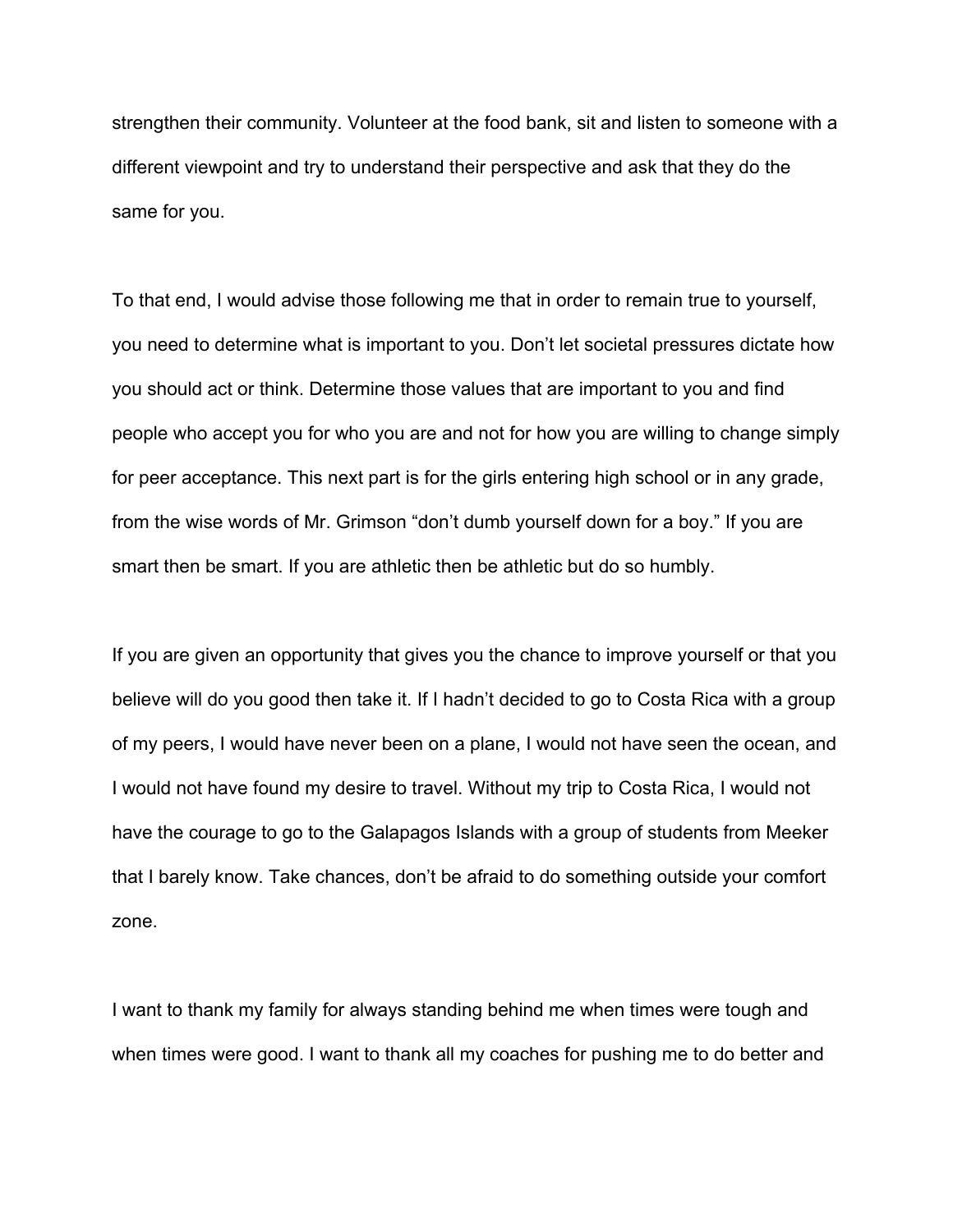strengthen their community. Volunteer at the food bank, sit and listen to someone with a different viewpoint and try to understand their perspective and ask that they do the same for you.

To that end, I would advise those following me that in order to remain true to yourself, you need to determine what is important to you. Don't let societal pressures dictate how you should act or think. Determine those values that are important to you and find people who accept you for who you are and not for how you are willing to change simply for peer acceptance. This next part is for the girls entering high school or in any grade, from the wise words of Mr. Grimson "don't dumb yourself down for a boy." If you are smart then be smart. If you are athletic then be athletic but do so humbly.

If you are given an opportunity that gives you the chance to improve yourself or that you believe will do you good then take it. If I hadn't decided to go to Costa Rica with a group of my peers, I would have never been on a plane, I would not have seen the ocean, and I would not have found my desire to travel. Without my trip to Costa Rica, I would not have the courage to go to the Galapagos Islands with a group of students from Meeker that I barely know. Take chances, don't be afraid to do something outside your comfort zone.

I want to thank my family for always standing behind me when times were tough and when times were good. I want to thank all my coaches for pushing me to do better and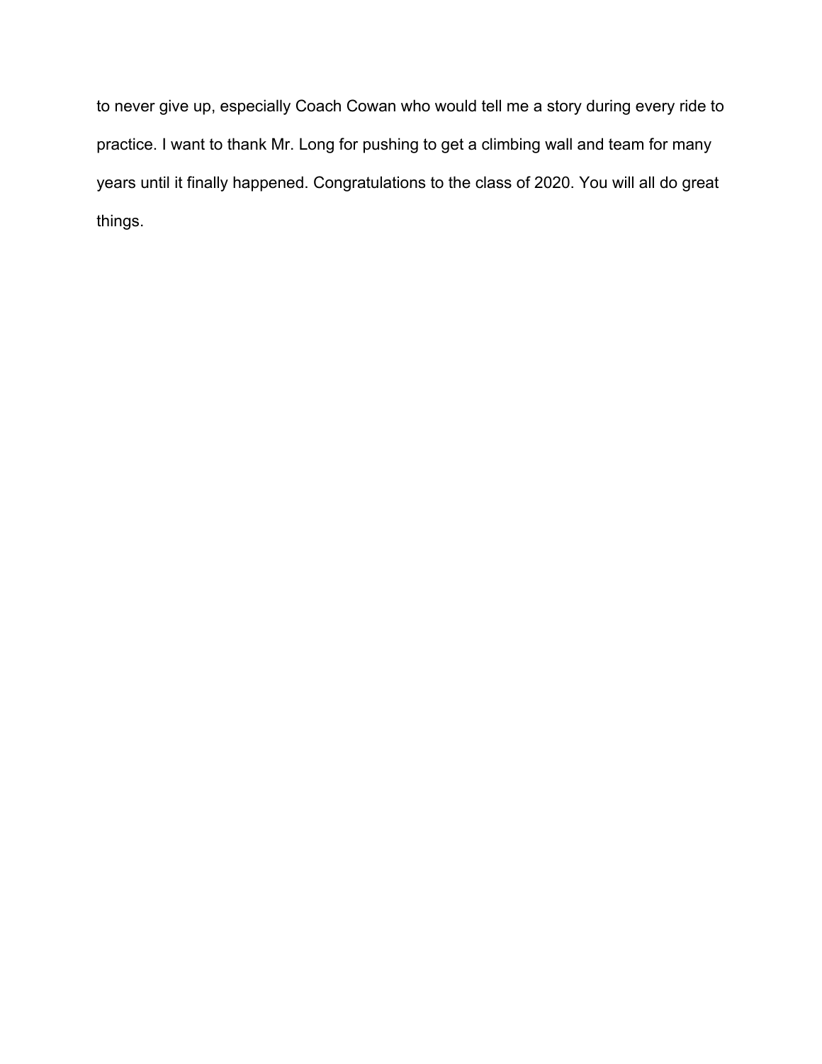to never give up, especially Coach Cowan who would tell me a story during every ride to practice. I want to thank Mr. Long for pushing to get a climbing wall and team for many years until it finally happened. Congratulations to the class of 2020. You will all do great things.